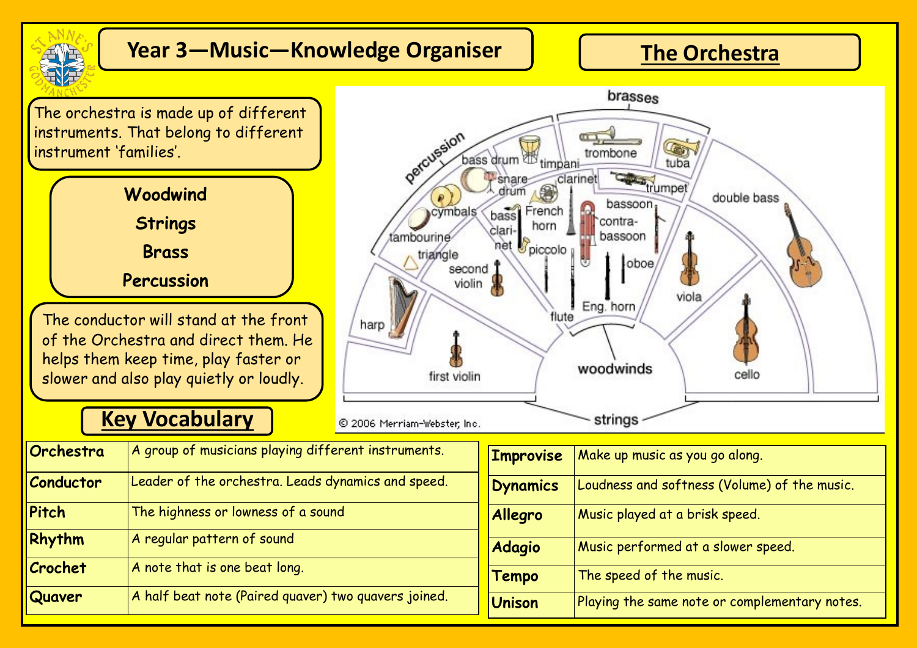# Year 3—Music—Knowledge Organiser

## The Orchestra

The orchestra is made up of different instruments. That belong to different instrument 'families'.

**Woodwind**
**Strings**
**Brass**
**Percussion**

The conductor will stand at the front of the Orchestra and direct them. He helps them keep time, play faster or slower and also play quietly or loudly.

## Key Vocabulary

| | |
|---|---|
| **Orchestra** | A group of musicians playing different instruments. |
| **Conductor** | Leader of the orchestra. Leads dynamics and speed. |
| **Pitch** | The highness or lowness of a sound |
| **Rhythm** | A regular pattern of sound |
| **Crochet** | A note that is one beat long. |
| **Quaver** | A half beat note (Paired quaver) two quavers joined. |

| | |
|---|---|
| **Improvise** | Make up music as you go along. |
| **Dynamics** | Loudness and softness (Volume) of the music. |
| **Allegro** | Music played at a brisk speed. |
| **Adagio** | Music performed at a slower speed. |
| **Tempo** | The speed of the music. |
| **Unison** | Playing the same note or complementary notes. |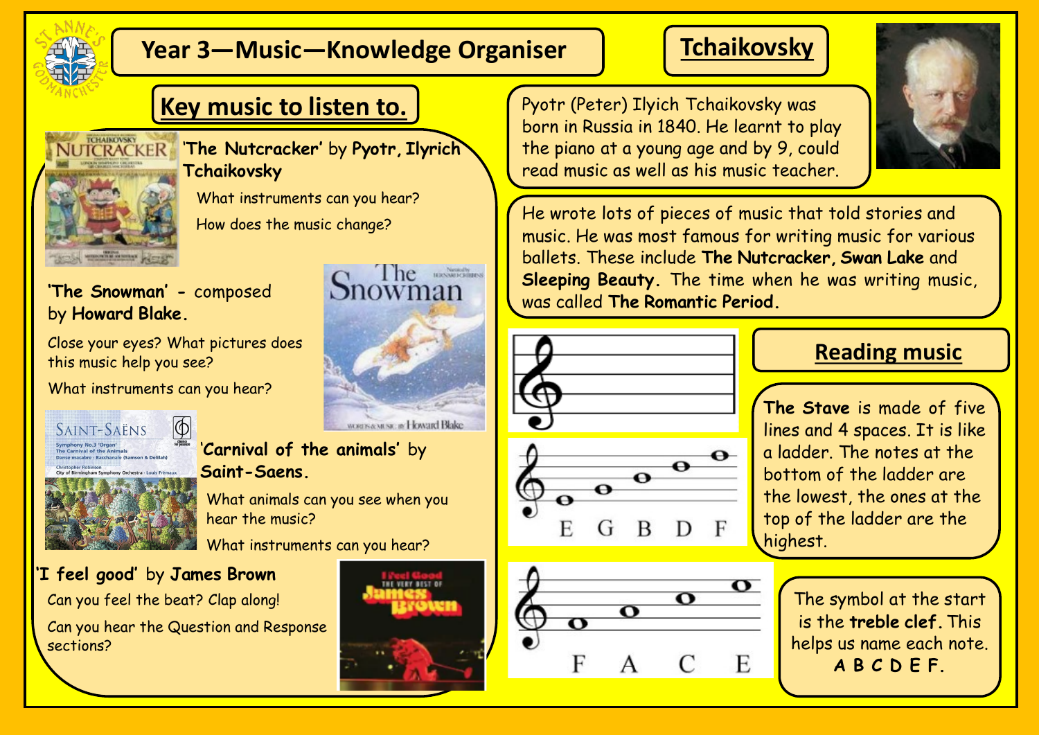# Year 3—Music—Knowledge Organiser

## Key music to listen to.

**'The Nutcracker'** by **Pyotr, Ilyrich Tchaikovsky**

What instruments can you hear?

How does the music change?

**'The Snowman' -** composed by **Howard Blake.**

Close your eyes? What pictures does this music help you see?

What instruments can you hear?

**'Carnival of the animals'** by **Saint-Saens.**

What animals can you see when you hear the music?

What instruments can you hear?

**'I feel good'** by **James Brown**

Can you feel the beat? Clap along!

Can you hear the Question and Response sections?

## Tchaikovsky

Pyotr (Peter) Ilyich Tchaikovsky was born in Russia in 1840. He learnt to play the piano at a young age and by 9, could read music as well as his music teacher.

He wrote lots of pieces of music that told stories and music. He was most famous for writing music for various ballets. These include **The Nutcracker, Swan Lake** and **Sleeping Beauty.** The time when he was writing music, was called **The Romantic Period.**

## Reading music

E G B D F

F A C E

**The Stave** is made of five lines and 4 spaces. It is like a ladder. The notes at the bottom of the ladder are the lowest, the ones at the top of the ladder are the highest.

The symbol at the start is the **treble clef.** This helps us name each note. **A B C D E F.**